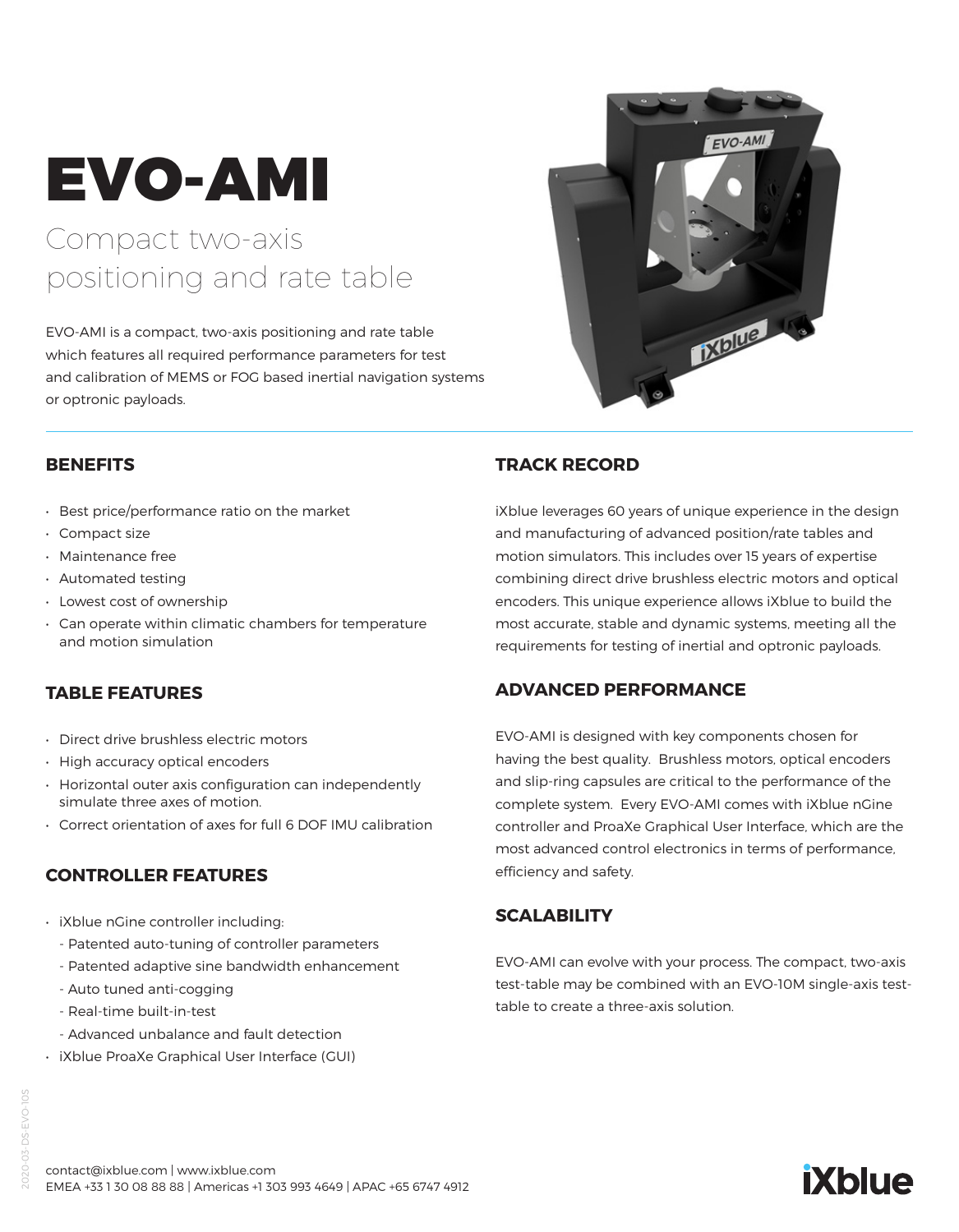# EVO-AMI

## Compact two-axis positioning and rate table

EVO-AMI is a compact, two-axis positioning and rate table which features all required performance parameters for test and calibration of MEMS or FOG based inertial navigation systems or optronic payloads.

## BENEFITS

- Best price/performance ratio on the market
- Compact size
- Maintenance free
- Automated testing
- Lowest cost of ownership
- Can operate within climatic chambers for temperature and motion simulation

## TABLE FEATURES

- Direct drive brushless electric motors
- High accuracy optical encoders
- Horizontal outer axis configuration can independently simulate three axes of motion.
- Correct orientation of axes for full 6 DOF IMU calibration

## CONTROLLER FEATURES

- iXblue nGine controller including:
  - Patented auto-tuning of controller parameters
  - Patented adaptive sine bandwidth enhancement
  - Auto tuned anti-cogging
  - Real-time built-in-test
  - Advanced unbalance and fault detection
- iXblue ProaXe Graphical User Interface (GUI)

## TRACK RECORD

iXblue leverages 60 years of unique experience in the design and manufacturing of advanced position/rate tables and motion simulators. This includes over 15 years of expertise combining direct drive brushless electric motors and optical encoders. This unique experience allows iXblue to build the most accurate, stable and dynamic systems, meeting all the requirements for testing of inertial and optronic payloads.

## ADVANCED PERFORMANCE

EVO-AMI is designed with key components chosen for having the best quality. Brushless motors, optical encoders and slip-ring capsules are critical to the performance of the complete system. Every EVO-AMI comes with iXblue nGine controller and ProaXe Graphical User Interface, which are the most advanced control electronics in terms of performance, efficiency and safety.

## SCALABILITY

EVO-AMI can evolve with your process. The compact, two-axis test-table may be combined with an EVO-10M single-axis test-table to create a three-axis solution.

contact@ixblue.com | www.ixblue.com
EMEA +33 1 30 08 88 88 | Americas +1 303 993 4649 | APAC +65 6747 4912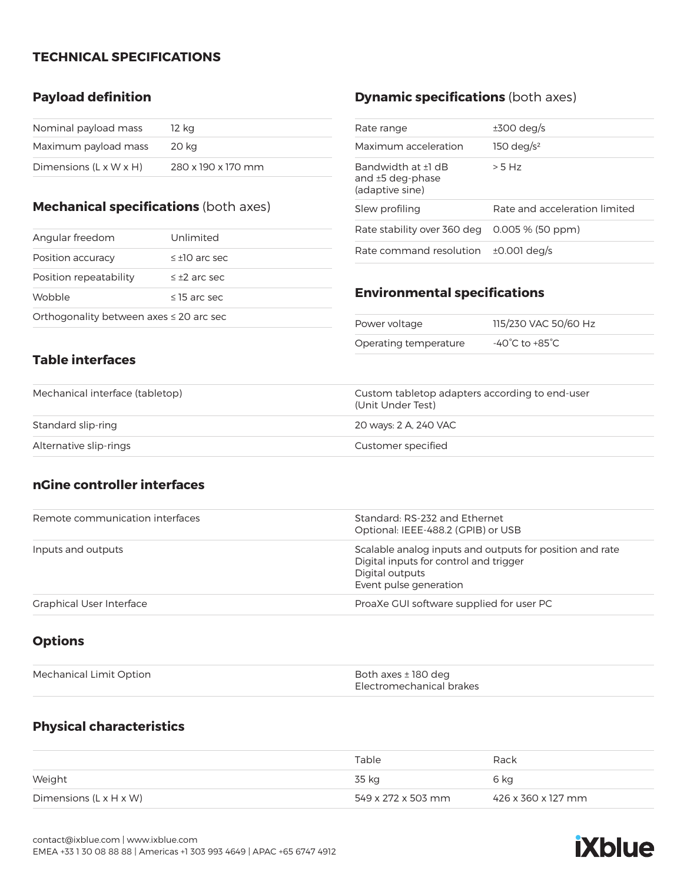# TECHNICAL SPECIFICATIONS

## Payload definition

| | |
|---|---|
| Nominal payload mass | 12 kg |
| Maximum payload mass | 20 kg |
| Dimensions (L x W x H) | 280 x 190 x 170 mm |

## Mechanical specifications (both axes)

| | |
|---|---|
| Angular freedom | Unlimited |
| Position accuracy | ≤ ±10 arc sec |
| Position repeatability | ≤ ±2 arc sec |
| Wobble | ≤ 15 arc sec |
| Orthogonality between axes | ≤ 20 arc sec |

## Dynamic specifications (both axes)

| | |
|---|---|
| Rate range | ±300 deg/s |
| Maximum acceleration | 150 deg/s² |
| Bandwidth at ±1 dB and ±5 deg-phase (adaptive sine) | > 5 Hz |
| Slew profiling | Rate and acceleration limited |
| Rate stability over 360 deg | 0.005 % (50 ppm) |
| Rate command resolution | ±0.001 deg/s |

## Environmental specifications

| | |
|---|---|
| Power voltage | 115/230 VAC 50/60 Hz |
| Operating temperature | -40˚C to +85˚C |

## Table interfaces

| | |
|---|---|
| Mechanical interface (tabletop) | Custom tabletop adapters according to end-user (Unit Under Test) |
| Standard slip-ring | 20 ways: 2 A, 240 VAC |
| Alternative slip-rings | Customer specified |

## nGine controller interfaces

| | |
|---|---|
| Remote communication interfaces | Standard: RS-232 and Ethernet<br>Optional: IEEE-488.2 (GPIB) or USB |
| Inputs and outputs | Scalable analog inputs and outputs for position and rate<br>Digital inputs for control and trigger<br>Digital outputs<br>Event pulse generation |
| Graphical User Interface | ProaXe GUI software supplied for user PC |

## Options

| | |
|---|---|
| Mechanical Limit Option | Both axes ± 180 deg<br>Electromechanical brakes |

## Physical characteristics

| | Table | Rack |
|---|---|---|
| Weight | 35 kg | 6 kg |
| Dimensions (L x H x W) | 549 x 272 x 503 mm | 426 x 360 x 127 mm |

contact@ixblue.com | www.ixblue.com
EMEA +33 1 30 08 88 88 | Americas +1 303 993 4649 | APAC +65 6747 4912

iXblue